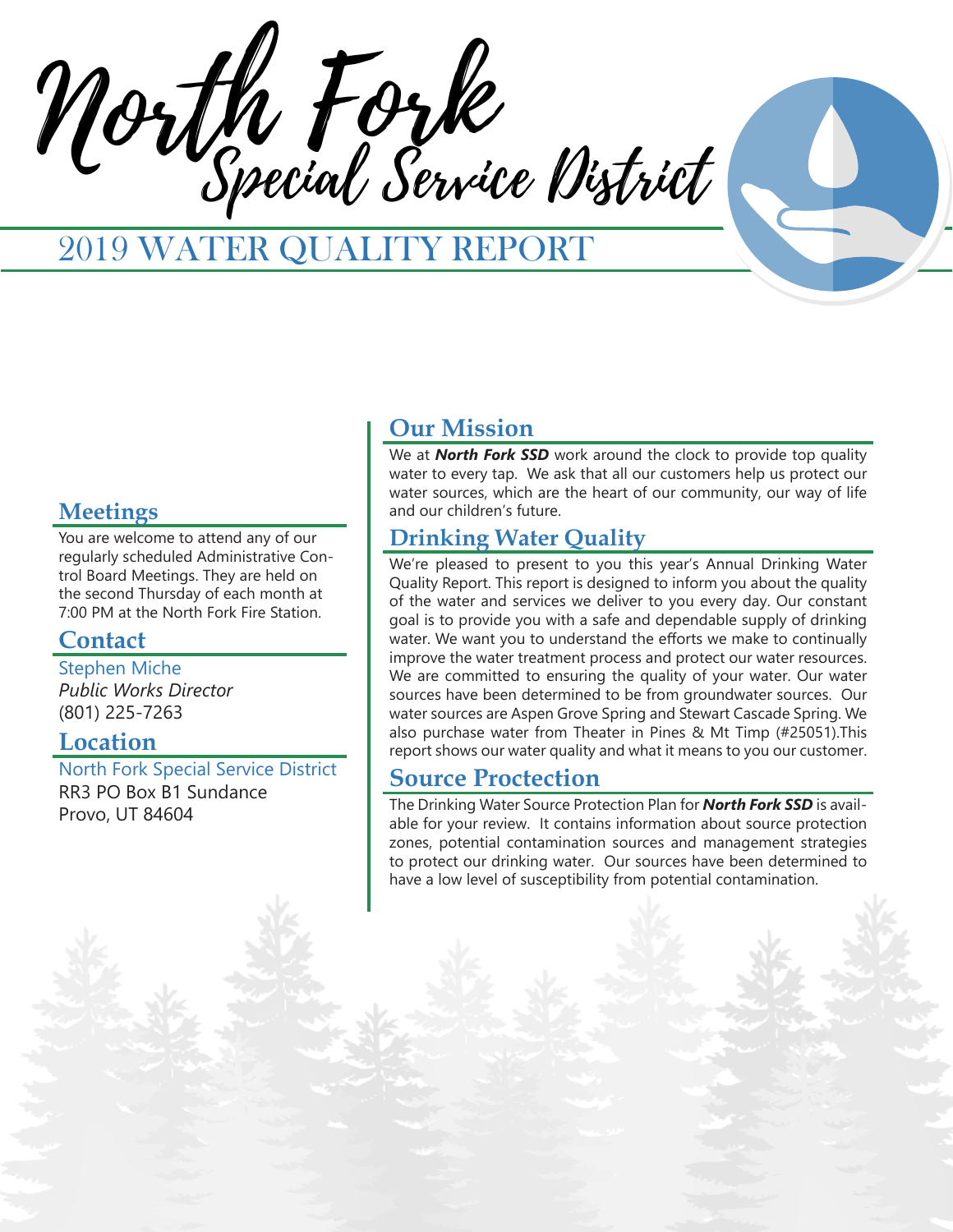# North Fork Special Service District

## 2019 WATER QUALITY REPORT

## Meetings

You are welcome to attend any of our regularly scheduled Administrative Control Board Meetings. They are held on the second Thursday of each month at 7:00 PM at the North Fork Fire Station.

## Contact

Stephen Miche
*Public Works Director*
(801) 225-7263

## Location

North Fork Special Service District
RR3 PO Box B1 Sundance
Provo, UT 84604

## Our Mission

We at ***North Fork SSD*** work around the clock to provide top quality water to every tap. We ask that all our customers help us protect our water sources, which are the heart of our community, our way of life and our children's future.

## Drinking Water Quality

We're pleased to present to you this year's Annual Drinking Water Quality Report. This report is designed to inform you about the quality of the water and services we deliver to you every day. Our constant goal is to provide you with a safe and dependable supply of drinking water. We want you to understand the efforts we make to continually improve the water treatment process and protect our water resources. We are committed to ensuring the quality of your water. Our water sources have been determined to be from groundwater sources. Our water sources are Aspen Grove Spring and Stewart Cascade Spring. We also purchase water from Theater in Pines & Mt Timp (#25051).This report shows our water quality and what it means to you our customer.

## Source Proctection

The Drinking Water Source Protection Plan for ***North Fork SSD*** is available for your review. It contains information about source protection zones, potential contamination sources and management strategies to protect our drinking water. Our sources have been determined to have a low level of susceptibility from potential contamination.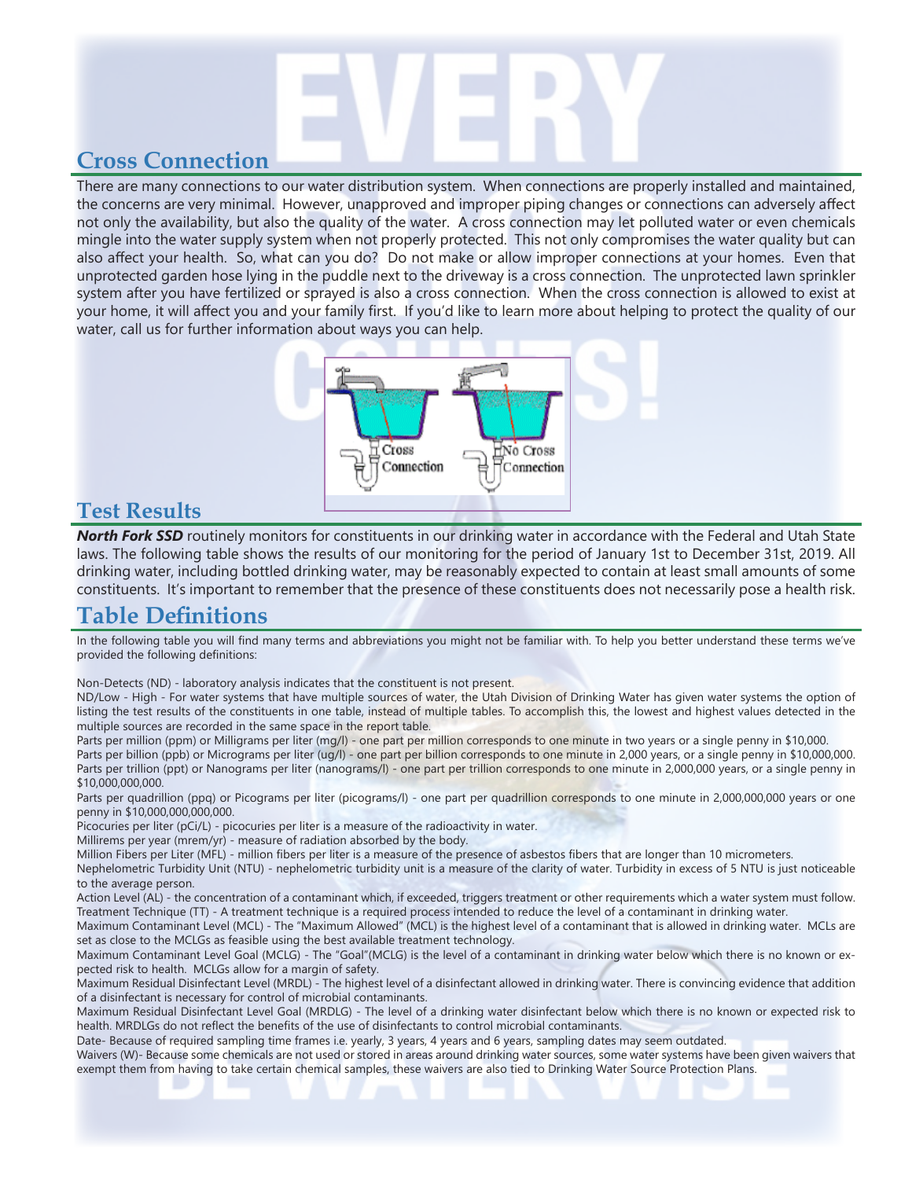## Cross Connection

There are many connections to our water distribution system. When connections are properly installed and maintained, the concerns are very minimal. However, unapproved and improper piping changes or connections can adversely affect not only the availability, but also the quality of the water. A cross connection may let polluted water or even chemicals mingle into the water supply system when not properly protected. This not only compromises the water quality but can also affect your health. So, what can you do? Do not make or allow improper connections at your homes. Even that unprotected garden hose lying in the puddle next to the driveway is a cross connection. The unprotected lawn sprinkler system after you have fertilized or sprayed is also a cross connection. When the cross connection is allowed to exist at your home, it will affect you and your family first. If you'd like to learn more about helping to protect the quality of our water, call us for further information about ways you can help.

## Test Results

***North Fork SSD*** routinely monitors for constituents in our drinking water in accordance with the Federal and Utah State laws. The following table shows the results of our monitoring for the period of January 1st to December 31st, 2019. All drinking water, including bottled drinking water, may be reasonably expected to contain at least small amounts of some constituents. It's important to remember that the presence of these constituents does not necessarily pose a health risk.

## Table Definitions

In the following table you will find many terms and abbreviations you might not be familiar with. To help you better understand these terms we've provided the following definitions:

Non-Detects (ND) - laboratory analysis indicates that the constituent is not present.

ND/Low - High - For water systems that have multiple sources of water, the Utah Division of Drinking Water has given water systems the option of listing the test results of the constituents in one table, instead of multiple tables. To accomplish this, the lowest and highest values detected in the multiple sources are recorded in the same space in the report table.

Parts per million (ppm) or Milligrams per liter (mg/l) - one part per million corresponds to one minute in two years or a single penny in $10,000.

Parts per billion (ppb) or Micrograms per liter (ug/l) - one part per billion corresponds to one minute in 2,000 years, or a single penny in $10,000,000.

Parts per trillion (ppt) or Nanograms per liter (nanograms/l) - one part per trillion corresponds to one minute in 2,000,000 years, or a single penny in $10,000,000,000.

Parts per quadrillion (ppq) or Picograms per liter (picograms/l) - one part per quadrillion corresponds to one minute in 2,000,000,000 years or one penny in $10,000,000,000,000.

Picocuries per liter (pCi/L) - picocuries per liter is a measure of the radioactivity in water.

Millirems per year (mrem/yr) - measure of radiation absorbed by the body.

Million Fibers per Liter (MFL) - million fibers per liter is a measure of the presence of asbestos fibers that are longer than 10 micrometers.

Nephelometric Turbidity Unit (NTU) - nephelometric turbidity unit is a measure of the clarity of water. Turbidity in excess of 5 NTU is just noticeable to the average person.

Action Level (AL) - the concentration of a contaminant which, if exceeded, triggers treatment or other requirements which a water system must follow.

Treatment Technique (TT) - A treatment technique is a required process intended to reduce the level of a contaminant in drinking water.

Maximum Contaminant Level (MCL) - The "Maximum Allowed" (MCL) is the highest level of a contaminant that is allowed in drinking water. MCLs are set as close to the MCLGs as feasible using the best available treatment technology.

Maximum Contaminant Level Goal (MCLG) - The "Goal"(MCLG) is the level of a contaminant in drinking water below which there is no known or expected risk to health. MCLGs allow for a margin of safety.

Maximum Residual Disinfectant Level (MRDL) - The highest level of a disinfectant allowed in drinking water. There is convincing evidence that addition of a disinfectant is necessary for control of microbial contaminants.

Maximum Residual Disinfectant Level Goal (MRDLG) - The level of a drinking water disinfectant below which there is no known or expected risk to health. MRDLGs do not reflect the benefits of the use of disinfectants to control microbial contaminants.

Date- Because of required sampling time frames i.e. yearly, 3 years, 4 years and 6 years, sampling dates may seem outdated.

Waivers (W)- Because some chemicals are not used or stored in areas around drinking water sources, some water systems have been given waivers that exempt them from having to take certain chemical samples, these waivers are also tied to Drinking Water Source Protection Plans.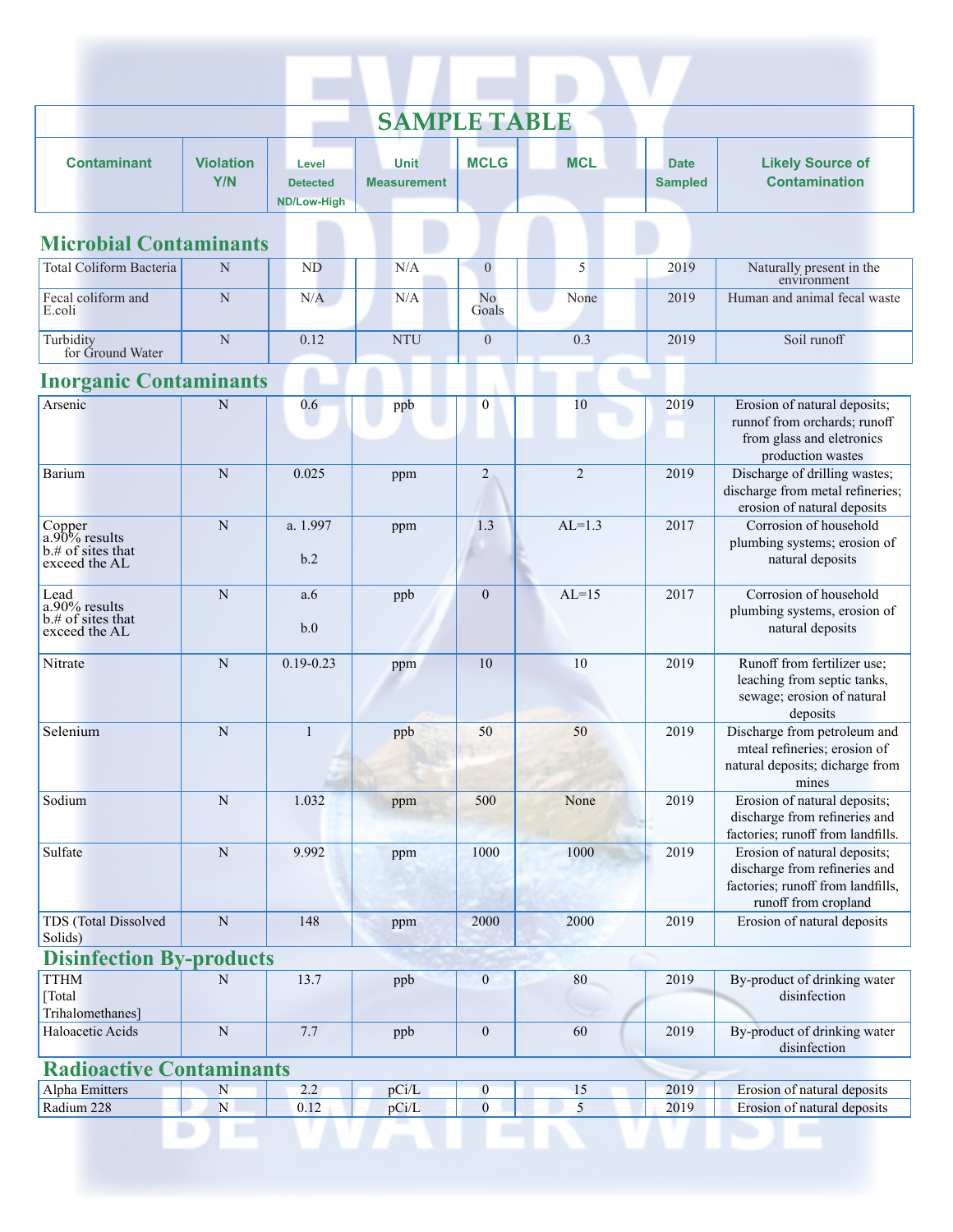# SAMPLE TABLE

| Contaminant | Violation Y/N | Level Detected ND/Low-High | Unit Measurement | MCLG | MCL | Date Sampled | Likely Source of Contamination |
|---|---|---|---|---|---|---|---|
| **Microbial Contaminants** | | | | | | | |
| Total Coliform Bacteria | N | ND | N/A | 0 | 5 | 2019 | Naturally present in the environment |
| Fecal coliform and E.coli | N | N/A | N/A | No Goals | None | 2019 | Human and animal fecal waste |
| Turbidity for Ground Water | N | 0.12 | NTU | 0 | 0.3 | 2019 | Soil runoff |
| **Inorganic Contaminants** | | | | | | | |
| Arsenic | N | 0.6 | ppb | 0 | 10 | 2019 | Erosion of natural deposits; runnof from orchards; runoff from glass and eletronics production wastes |
| Barium | N | 0.025 | ppm | 2 | 2 | 2019 | Discharge of drilling wastes; discharge from metal refineries; erosion of natural deposits |
| Copper a.90% results b.# of sites that exceed the AL | N | a. 1.997 b.2 | ppm | 1.3 | AL=1.3 | 2017 | Corrosion of household plumbing systems; erosion of natural deposits |
| Lead a.90% results b.# of sites that exceed the AL | N | a.6 b.0 | ppb | 0 | AL=15 | 2017 | Corrosion of household plumbing systems, erosion of natural deposits |
| Nitrate | N | 0.19-0.23 | ppm | 10 | 10 | 2019 | Runoff from fertilizer use; leaching from septic tanks, sewage; erosion of natural deposits |
| Selenium | N | 1 | ppb | 50 | 50 | 2019 | Discharge from petroleum and mteal refineries; erosion of natural deposits; dicharge from mines |
| Sodium | N | 1.032 | ppm | 500 | None | 2019 | Erosion of natural deposits; discharge from refineries and factories; runoff from landfills. |
| Sulfate | N | 9.992 | ppm | 1000 | 1000 | 2019 | Erosion of natural deposits; discharge from refineries and factories; runoff from landfills, runoff from cropland |
| TDS (Total Dissolved Solids) | N | 148 | ppm | 2000 | 2000 | 2019 | Erosion of natural deposits |
| **Disinfection By-products** | | | | | | | |
| TTHM [Total Trihalomethanes] | N | 13.7 | ppb | 0 | 80 | 2019 | By-product of drinking water disinfection |
| Haloacetic Acids | N | 7.7 | ppb | 0 | 60 | 2019 | By-product of drinking water disinfection |
| **Radioactive Contaminants** | | | | | | | |
| Alpha Emitters | N | 2.2 | pCi/L | 0 | 15 | 2019 | Erosion of natural deposits |
| Radium 228 | N | 0.12 | pCi/L | 0 | 5 | 2019 | Erosion of natural deposits |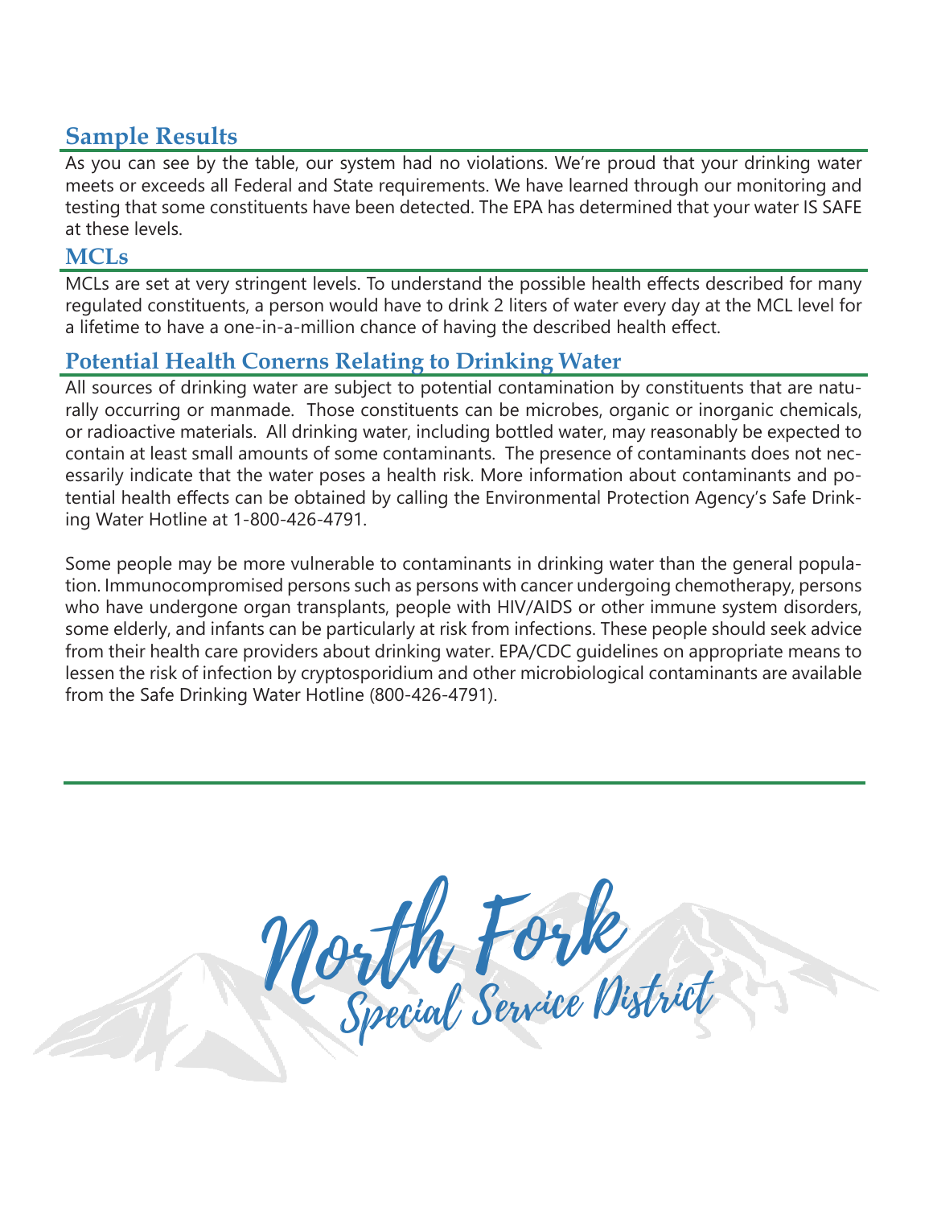## Sample Results

As you can see by the table, our system had no violations. We're proud that your drinking water meets or exceeds all Federal and State requirements. We have learned through our monitoring and testing that some constituents have been detected. The EPA has determined that your water IS SAFE at these levels.

## MCLs

MCLs are set at very stringent levels. To understand the possible health effects described for many regulated constituents, a person would have to drink 2 liters of water every day at the MCL level for a lifetime to have a one-in-a-million chance of having the described health effect.

## Potential Health Conerns Relating to Drinking Water

All sources of drinking water are subject to potential contamination by constituents that are naturally occurring or manmade. Those constituents can be microbes, organic or inorganic chemicals, or radioactive materials. All drinking water, including bottled water, may reasonably be expected to contain at least small amounts of some contaminants. The presence of contaminants does not necessarily indicate that the water poses a health risk. More information about contaminants and potential health effects can be obtained by calling the Environmental Protection Agency's Safe Drinking Water Hotline at 1-800-426-4791.

Some people may be more vulnerable to contaminants in drinking water than the general population. Immunocompromised persons such as persons with cancer undergoing chemotherapy, persons who have undergone organ transplants, people with HIV/AIDS or other immune system disorders, some elderly, and infants can be particularly at risk from infections. These people should seek advice from their health care providers about drinking water. EPA/CDC guidelines on appropriate means to lessen the risk of infection by cryptosporidium and other microbiological contaminants are available from the Safe Drinking Water Hotline (800-426-4791).

North Fork
Special Service District